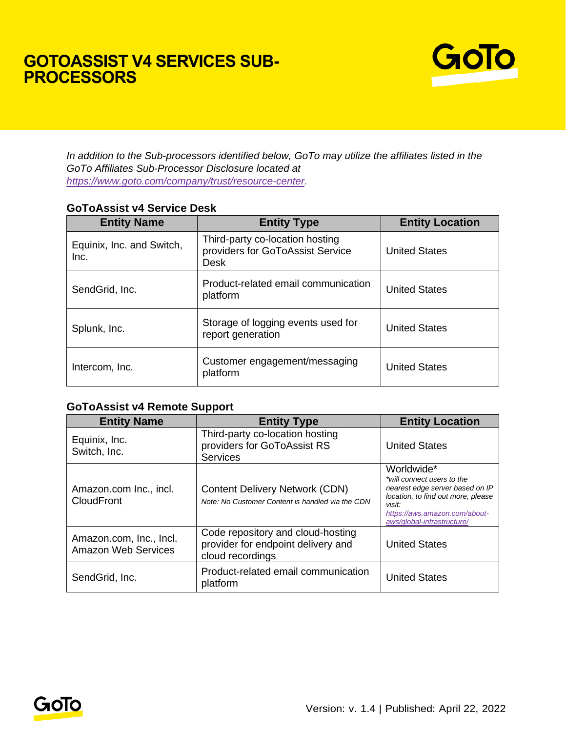# GOTOASSIST V4 SERVICES SUB-PROCESSORS

*In addition to the Sub-processors identified below, GoTo may utilize the affiliates listed in the GoTo Affiliates Sub-Processor Disclosure located at [https://www.goto.com/company/trust/resource-center](https://www.goto.com/company/trust/resource-center).*

### GoToAssist v4 Service Desk

| Entity Name | Entity Type | Entity Location |
|---|---|---|
| Equinix, Inc. and Switch, Inc. | Third-party co-location hosting providers for GoToAssist Service Desk | United States |
| SendGrid, Inc. | Product-related email communication platform | United States |
| Splunk, Inc. | Storage of logging events used for report generation | United States |
| Intercom, Inc. | Customer engagement/messaging platform | United States |

### GoToAssist v4 Remote Support

| Entity Name | Entity Type | Entity Location |
|---|---|---|
| Equinix, Inc.<br>Switch, Inc. | Third-party co-location hosting providers for GoToAssist RS Services | United States |
| Amazon.com Inc., incl. CloudFront | Content Delivery Network (CDN)<br>*Note: No Customer Content is handled via the CDN* | Worldwide*<br>*\*will connect users to the nearest edge server based on IP location, to find out more, please visit: [https://aws.amazon.com/about-aws/global-infrastructure/](https://aws.amazon.com/about-aws/global-infrastructure/)* |
| Amazon.com, Inc., Incl. Amazon Web Services | Code repository and cloud-hosting provider for endpoint delivery and cloud recordings | United States |
| SendGrid, Inc. | Product-related email communication platform | United States |

Version: v. 1.4 | Published: April 22, 2022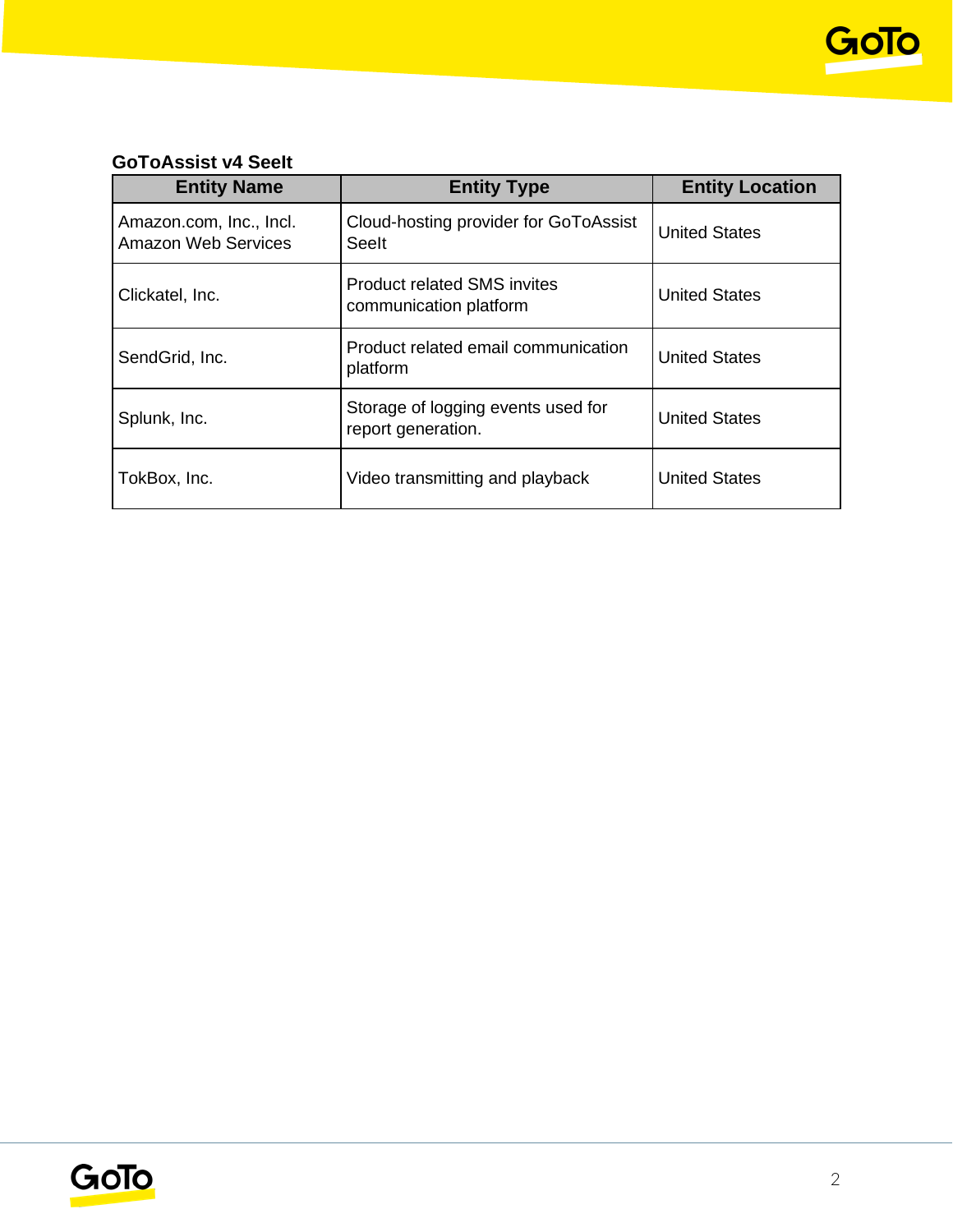**GoToAssist v4 SeeIt**

| Entity Name | Entity Type | Entity Location |
| --- | --- | --- |
| Amazon.com, Inc., Incl. Amazon Web Services | Cloud-hosting provider for GoToAssist SeeIt | United States |
| Clickatel, Inc. | Product related SMS invites communication platform | United States |
| SendGrid, Inc. | Product related email communication platform | United States |
| Splunk, Inc. | Storage of logging events used for report generation. | United States |
| TokBox, Inc. | Video transmitting and playback | United States |